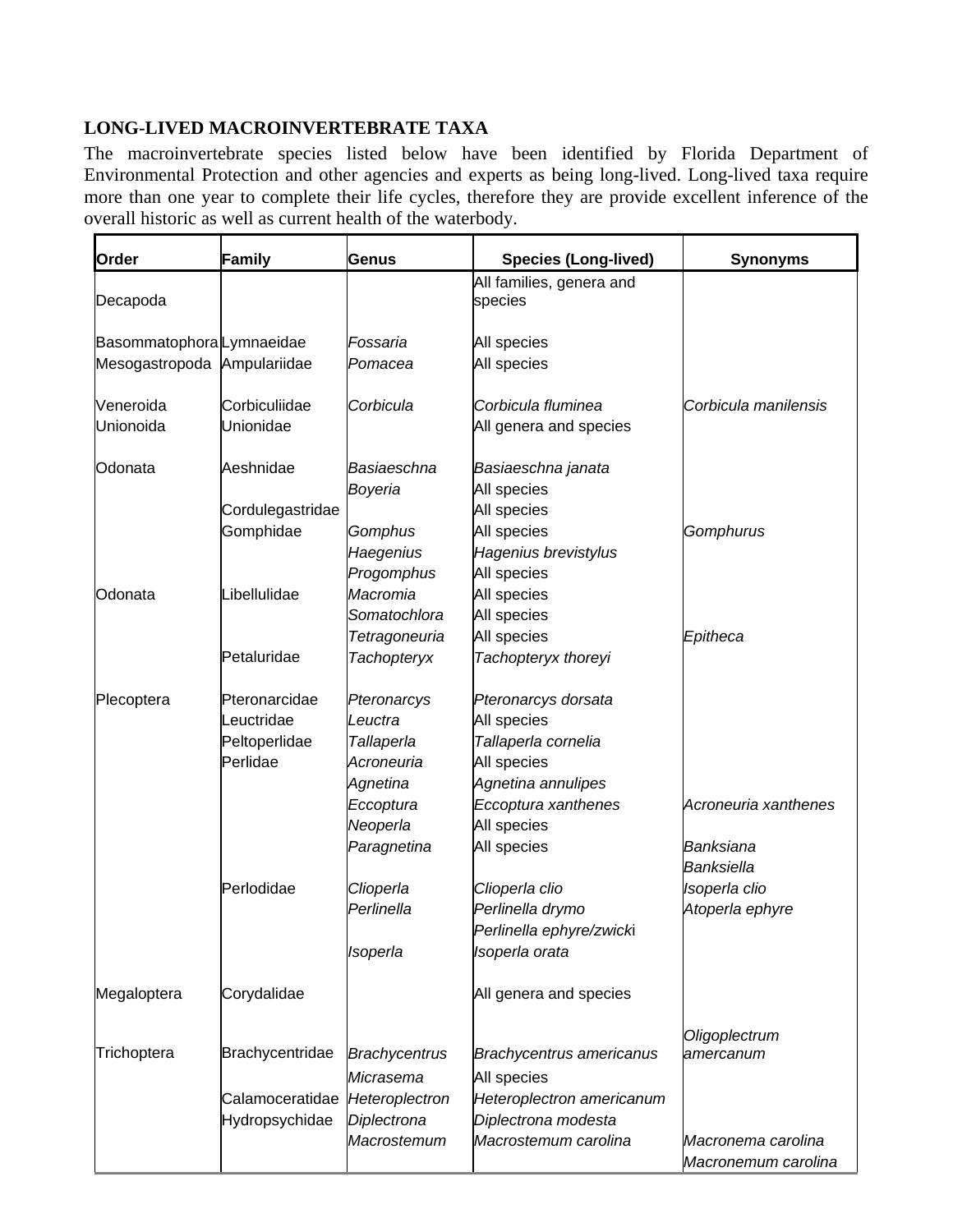## LONG-LIVED MACROINVERTEBRATE TAXA

The macroinvertebrate species listed below have been identified by Florida Department of Environmental Protection and other agencies and experts as being long-lived. Long-lived taxa require more than one year to complete their life cycles, therefore they are provide excellent inference of the overall historic as well as current health of the waterbody.

| Order | Family | Genus | Species (Long-lived) | Synonyms |
|---|---|---|---|---|
| Decapoda | | | All families, genera and species | |
| Basommatophora | Lymnaeidae | *Fossaria* | All species | |
| Mesogastropoda | Ampulariidae | *Pomacea* | All species | |
| Veneroida | Corbiculiidae | *Corbicula* | *Corbicula fluminea* | *Corbicula manilensis* |
| Unionoida | Unionidae | | All genera and species | |
| Odonata | Aeshnidae | *Basiaeschna* | *Basiaeschna janata* | |
| | | *Boyeria* | All species | |
| | Cordulegastridae | | All species | |
| | Gomphidae | *Gomphus* | All species | *Gomphurus* |
| | | *Haegenius* | *Hagenius brevistylus* | |
| | | *Progomphus* | All species | |
| Odonata | Libellulidae | *Macromia* | All species | |
| | | *Somatochlora* | All species | |
| | | *Tetragoneuria* | All species | *Epitheca* |
| | Petaluridae | *Tachopteryx* | *Tachopteryx thoreyi* | |
| Plecoptera | Pteronarcidae | *Pteronarcys* | *Pteronarcys dorsata* | |
| | Leuctridae | *Leuctra* | All species | |
| | Peltoperlidae | *Tallaperla* | *Tallaperla cornelia* | |
| | Perlidae | *Acroneuria* | All species | |
| | | *Agnetina* | *Agnetina annulipes* | |
| | | *Eccoptura* | *Eccoptura xanthenes* | *Acroneuria xanthenes* |
| | | *Neoperla* | All species | |
| | | *Paragnetina* | All species | *Banksiana* |
| | | | | *Banksiella* |
| | Perlodidae | *Clioperla* | *Clioperla clio* | *Isoperla clio* |
| | | *Perlinella* | *Perlinella drymo* | *Atoperla ephyre* |
| | | | *Perlinella ephyre/zwicki* | |
| | | *Isoperla* | *Isoperla orata* | |
| Megaloptera | Corydalidae | | All genera and species | |
| Trichoptera | Brachycentridae | *Brachycentrus* | *Brachycentrus americanus* | *Oligoplectrum amercanum* |
| | | *Micrasema* | All species | |
| | Calamoceratidae | *Heteroplectron* | *Heteroplectron americanum* | |
| | Hydropsychidae | *Diplectrona* | *Diplectrona modesta* | |
| | | *Macrostemum* | *Macrostemum carolina* | *Macronema carolina* |
| | | | | *Macronemum carolina* |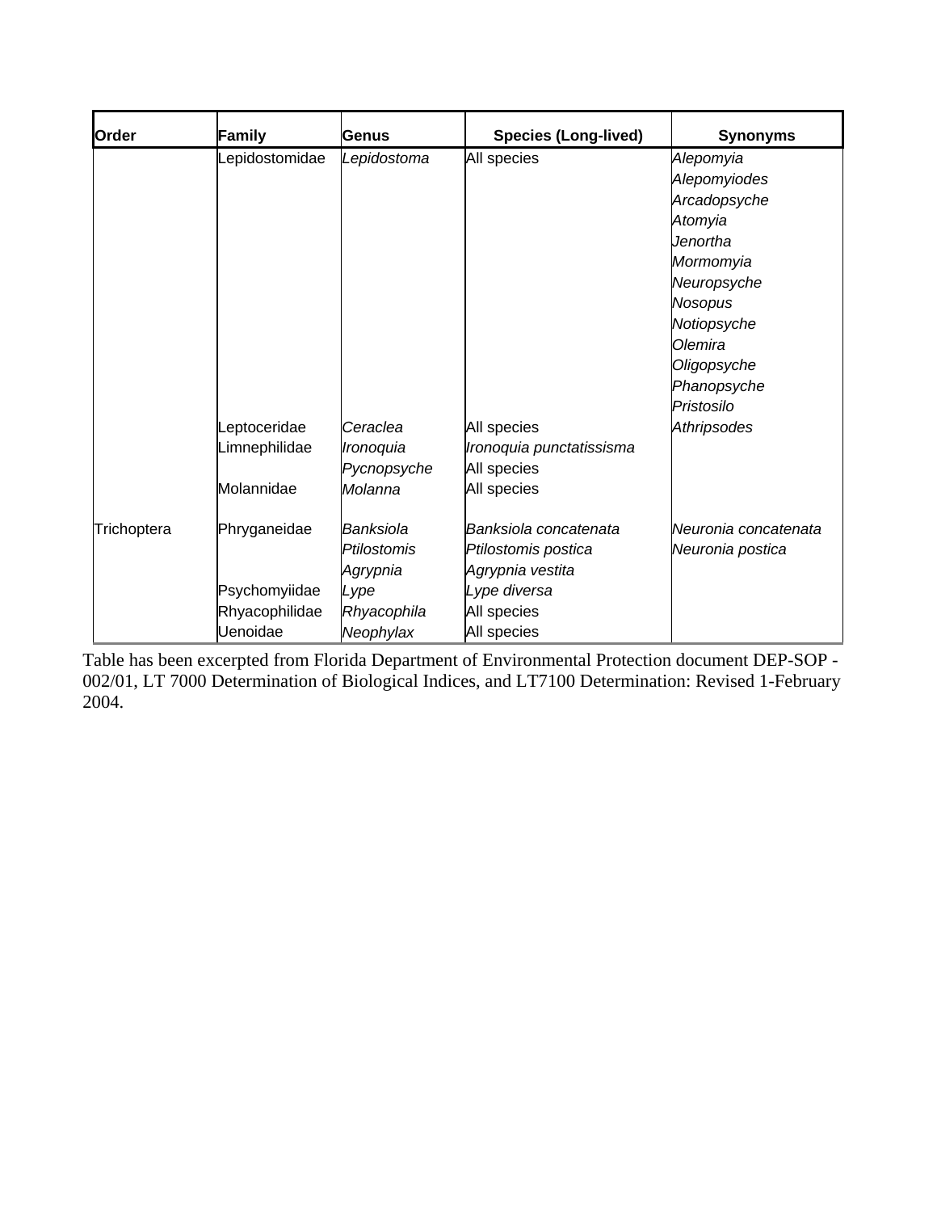| Order | Family | Genus | Species (Long-lived) | Synonyms |
|---|---|---|---|---|
| | Lepidostomidae | *Lepidostoma* | All species | *Alepomyia* |
| | | | | *Alepomyiodes* |
| | | | | *Arcadopsyche* |
| | | | | *Atomyia* |
| | | | | *Jenortha* |
| | | | | *Mormomyia* |
| | | | | *Neuropsyche* |
| | | | | *Nosopus* |
| | | | | *Notiopsyche* |
| | | | | *Olemira* |
| | | | | *Oligopsyche* |
| | | | | *Phanopsyche* |
| | | | | *Pristosilo* |
| | Leptoceridae | *Ceraclea* | All species | *Athripsodes* |
| | Limnephilidae | *Ironoquia* | *Ironoquia punctatissisma* | |
| | | *Pycnopsyche* | All species | |
| | Molannidae | *Molanna* | All species | |
| Trichoptera | Phryganeidae | *Banksiola* | *Banksiola concatenata* | *Neuronia concatenata* |
| | | *Ptilostomis* | *Ptilostomis postica* | *Neuronia postica* |
| | | *Agrypnia* | *Agrypnia vestita* | |
| | Psychomyiidae | *Lype* | *Lype diversa* | |
| | Rhyacophilidae | *Rhyacophila* | All species | |
| | Uenoidae | *Neophylax* | All species | |

Table has been excerpted from Florida Department of Environmental Protection document DEP-SOP - 002/01, LT 7000 Determination of Biological Indices, and LT7100 Determination: Revised 1-February 2004.